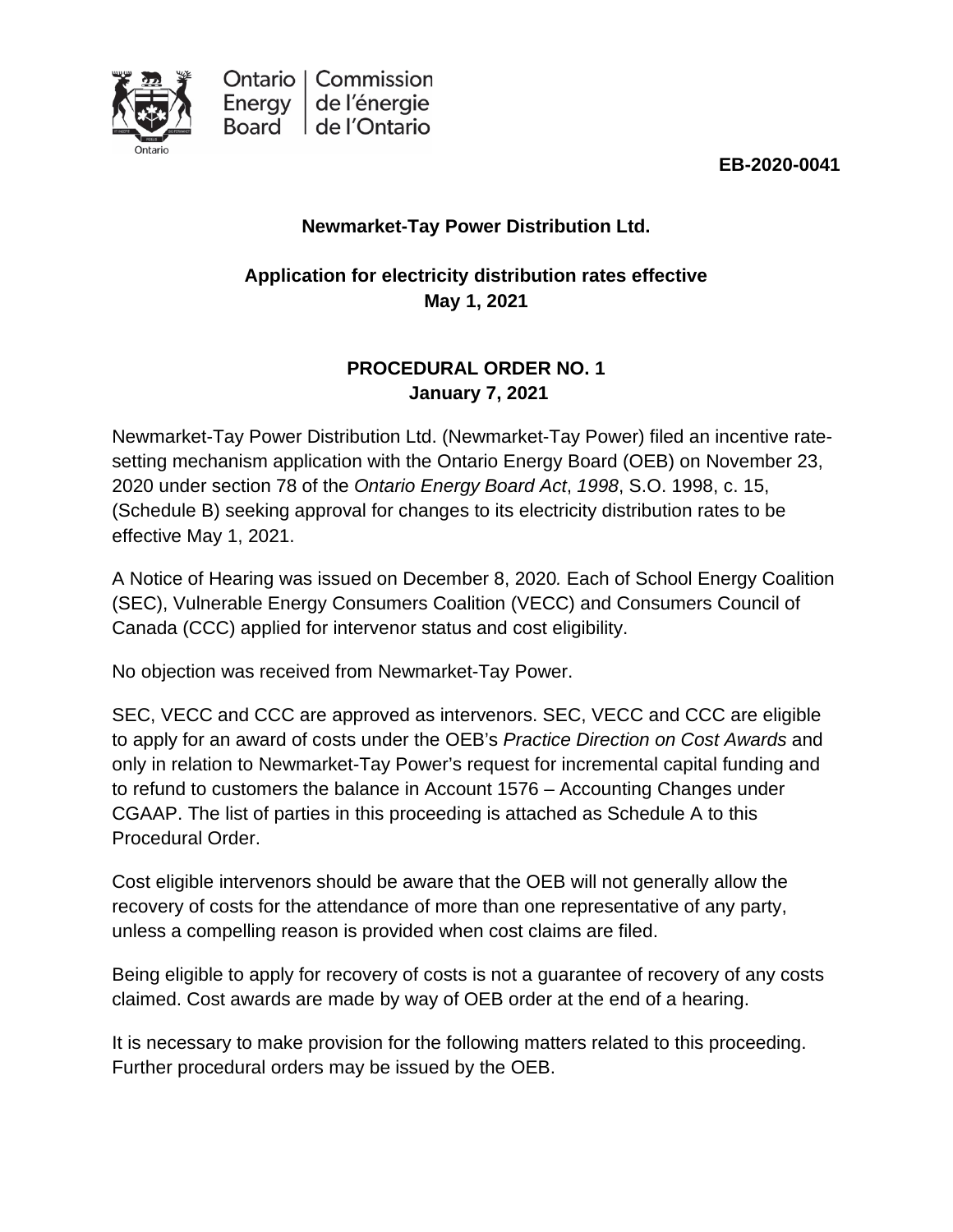Ontario Energy Board | Commission de l'énergie de l'Ontario

**EB-2020-0041**

**Newmarket-Tay Power Distribution Ltd.**

**Application for electricity distribution rates effective May 1, 2021**

**PROCEDURAL ORDER NO. 1**
**January 7, 2021**

Newmarket-Tay Power Distribution Ltd. (Newmarket-Tay Power) filed an incentive rate-setting mechanism application with the Ontario Energy Board (OEB) on November 23, 2020 under section 78 of the *Ontario Energy Board Act*, *1998*, S.O. 1998, c. 15, (Schedule B) seeking approval for changes to its electricity distribution rates to be effective May 1, 2021.

A Notice of Hearing was issued on December 8, 2020*.* Each of School Energy Coalition (SEC), Vulnerable Energy Consumers Coalition (VECC) and Consumers Council of Canada (CCC) applied for intervenor status and cost eligibility.

No objection was received from Newmarket-Tay Power.

SEC, VECC and CCC are approved as intervenors. SEC, VECC and CCC are eligible to apply for an award of costs under the OEB's *Practice Direction on Cost Awards* and only in relation to Newmarket-Tay Power's request for incremental capital funding and to refund to customers the balance in Account 1576 – Accounting Changes under CGAAP. The list of parties in this proceeding is attached as Schedule A to this Procedural Order.

Cost eligible intervenors should be aware that the OEB will not generally allow the recovery of costs for the attendance of more than one representative of any party, unless a compelling reason is provided when cost claims are filed.

Being eligible to apply for recovery of costs is not a guarantee of recovery of any costs claimed. Cost awards are made by way of OEB order at the end of a hearing.

It is necessary to make provision for the following matters related to this proceeding. Further procedural orders may be issued by the OEB.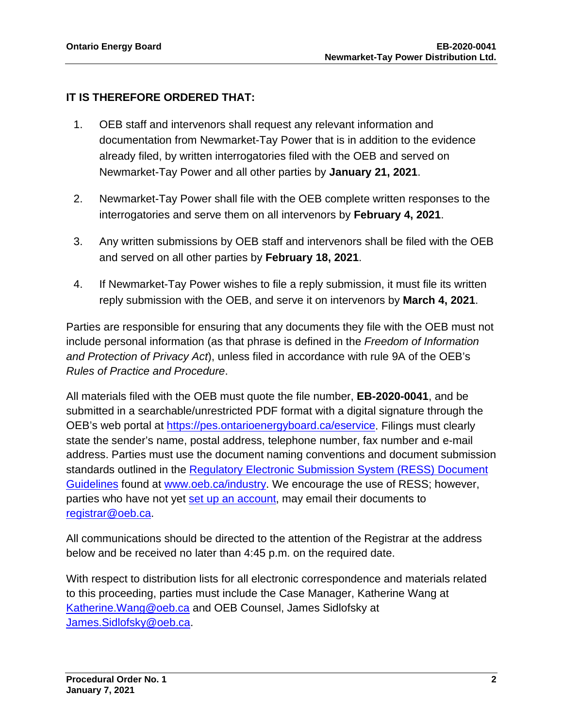**IT IS THEREFORE ORDERED THAT:**

1. OEB staff and intervenors shall request any relevant information and documentation from Newmarket-Tay Power that is in addition to the evidence already filed, by written interrogatories filed with the OEB and served on Newmarket-Tay Power and all other parties by **January 21, 2021**.

2. Newmarket-Tay Power shall file with the OEB complete written responses to the interrogatories and serve them on all intervenors by **February 4, 2021**.

3. Any written submissions by OEB staff and intervenors shall be filed with the OEB and served on all other parties by **February 18, 2021**.

4. If Newmarket-Tay Power wishes to file a reply submission, it must file its written reply submission with the OEB, and serve it on intervenors by **March 4, 2021**.

Parties are responsible for ensuring that any documents they file with the OEB must not include personal information (as that phrase is defined in the *Freedom of Information and Protection of Privacy Act*), unless filed in accordance with rule 9A of the OEB's *Rules of Practice and Procedure*.

All materials filed with the OEB must quote the file number, **EB-2020-0041**, and be submitted in a searchable/unrestricted PDF format with a digital signature through the OEB's web portal at https://pes.ontarioenergyboard.ca/eservice. Filings must clearly state the sender's name, postal address, telephone number, fax number and e-mail address. Parties must use the document naming conventions and document submission standards outlined in the Regulatory Electronic Submission System (RESS) Document Guidelines found at www.oeb.ca/industry. We encourage the use of RESS; however, parties who have not yet set up an account, may email their documents to registrar@oeb.ca.

All communications should be directed to the attention of the Registrar at the address below and be received no later than 4:45 p.m. on the required date.

With respect to distribution lists for all electronic correspondence and materials related to this proceeding, parties must include the Case Manager, Katherine Wang at Katherine.Wang@oeb.ca and OEB Counsel, James Sidlofsky at James.Sidlofsky@oeb.ca.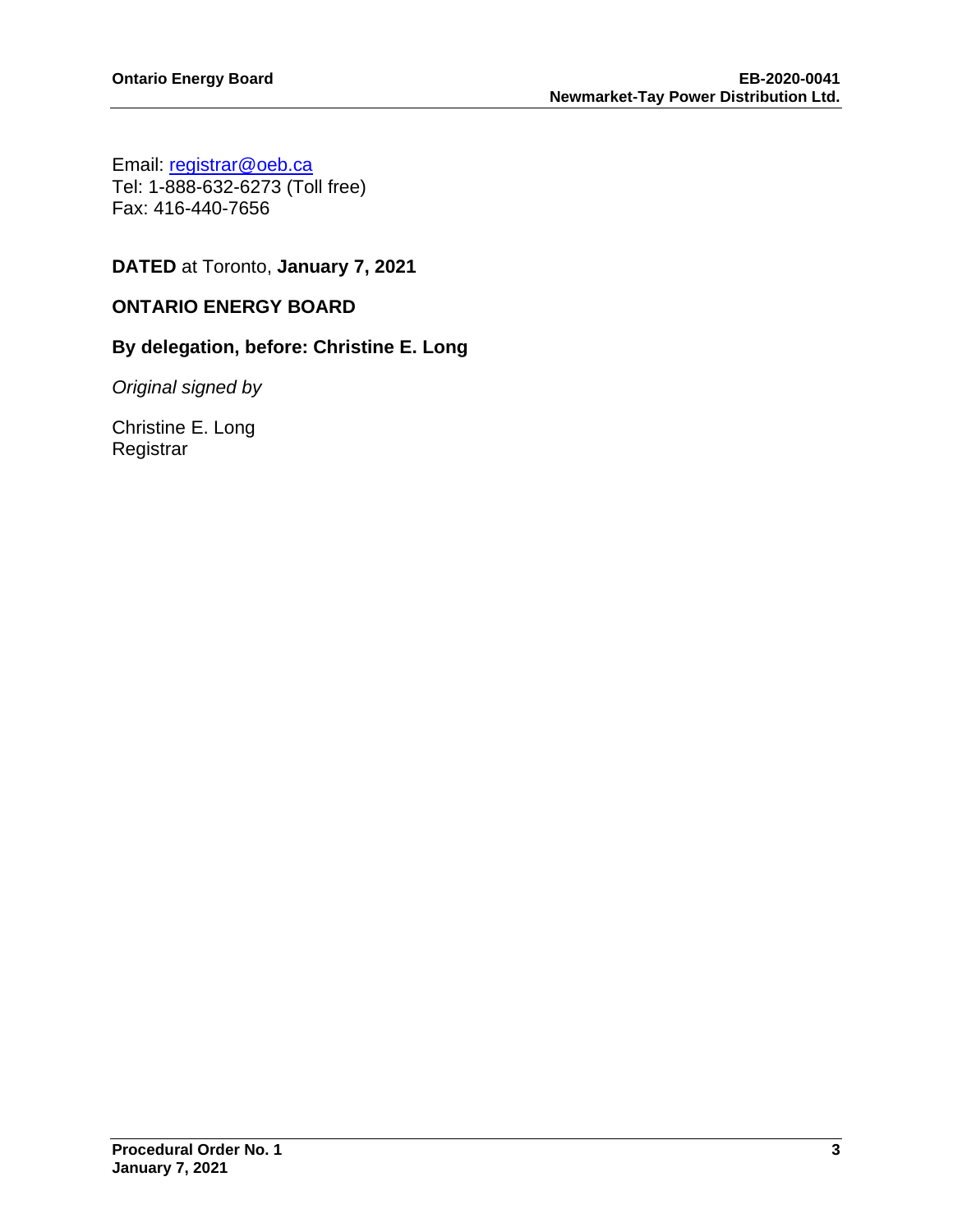Email: [registrar@oeb.ca](mailto:registrar@oeb.ca)
Tel: 1-888-632-6273 (Toll free)
Fax: 416-440-7656

**DATED** at Toronto, **January 7, 2021**

**ONTARIO ENERGY BOARD**

**By delegation, before: Christine E. Long**

*Original signed by*

Christine E. Long
Registrar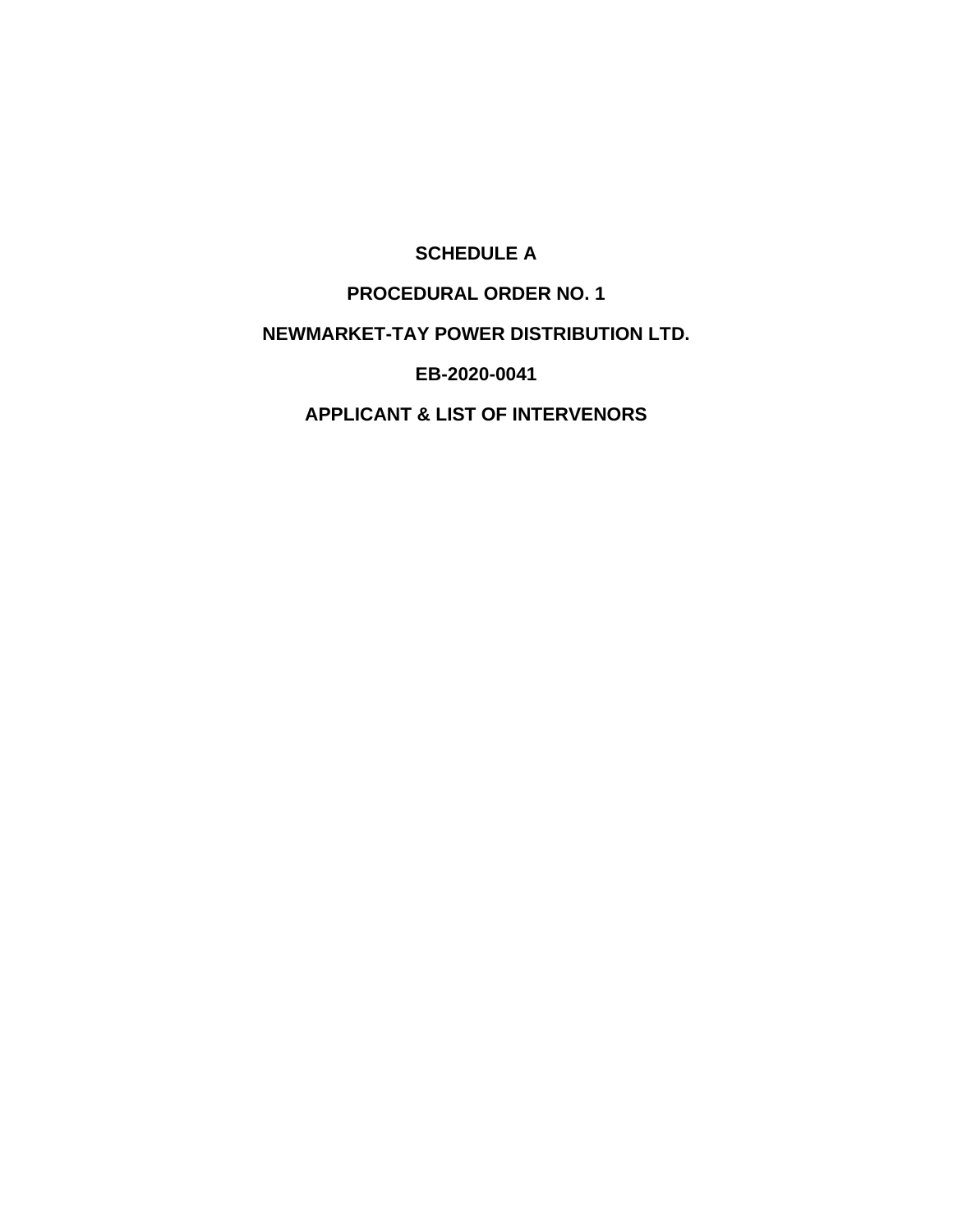**SCHEDULE A**

**PROCEDURAL ORDER NO. 1**

**NEWMARKET-TAY POWER DISTRIBUTION LTD.**

**EB-2020-0041**

**APPLICANT & LIST OF INTERVENORS**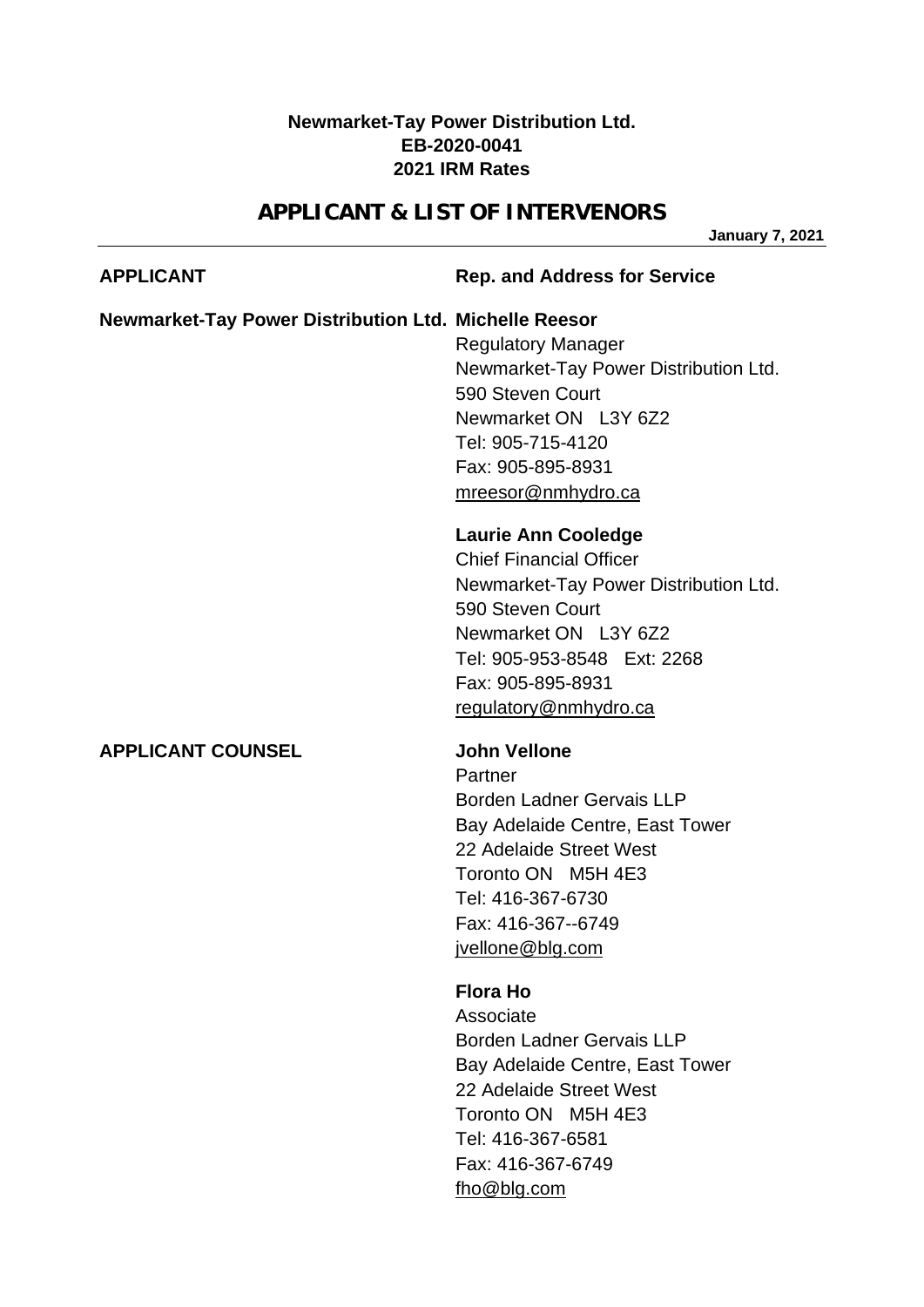**Newmarket-Tay Power Distribution Ltd.**
**EB-2020-0041**
**2021 IRM Rates**

## APPLICANT & LIST OF INTERVENORS

**January 7, 2021**

| **APPLICANT** | **Rep. and Address for Service** |
|---|---|
| **Newmarket-Tay Power Distribution Ltd.** | **Michelle Reesor**<br>Regulatory Manager<br>Newmarket-Tay Power Distribution Ltd.<br>590 Steven Court<br>Newmarket ON L3Y 6Z2<br>Tel: 905-715-4120<br>Fax: 905-895-8931<br>mreesor@nmhydro.ca |
| | **Laurie Ann Cooledge**<br>Chief Financial Officer<br>Newmarket-Tay Power Distribution Ltd.<br>590 Steven Court<br>Newmarket ON L3Y 6Z2<br>Tel: 905-953-8548 Ext: 2268<br>Fax: 905-895-8931<br>regulatory@nmhydro.ca |
| **APPLICANT COUNSEL** | **John Vellone**<br>Partner<br>Borden Ladner Gervais LLP<br>Bay Adelaide Centre, East Tower<br>22 Adelaide Street West<br>Toronto ON M5H 4E3<br>Tel: 416-367-6730<br>Fax: 416-367--6749<br>jvellone@blg.com |
| | **Flora Ho**<br>Associate<br>Borden Ladner Gervais LLP<br>Bay Adelaide Centre, East Tower<br>22 Adelaide Street West<br>Toronto ON M5H 4E3<br>Tel: 416-367-6581<br>Fax: 416-367-6749<br>fho@blg.com |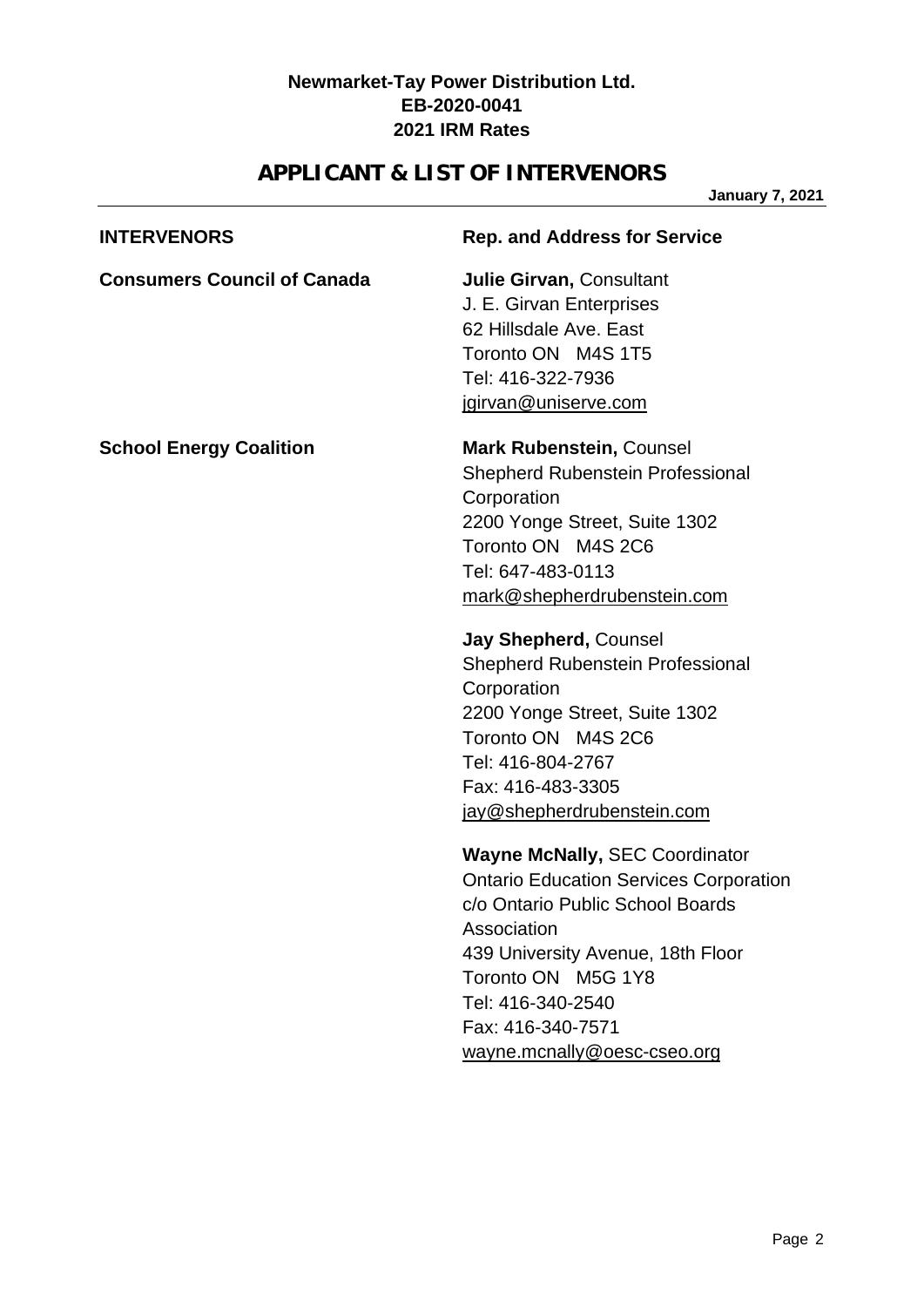**Newmarket-Tay Power Distribution Ltd.**
**EB-2020-0041**
**2021 IRM Rates**

# APPLICANT & LIST OF INTERVENORS

**January 7, 2021**

| **INTERVENORS** | **Rep. and Address for Service** |
| --- | --- |
| **Consumers Council of Canada** | **Julie Girvan,** Consultant<br>J. E. Girvan Enterprises<br>62 Hillsdale Ave. East<br>Toronto ON M4S 1T5<br>Tel: 416-322-7936<br>jgirvan@uniserve.com |
| **School Energy Coalition** | **Mark Rubenstein,** Counsel<br>Shepherd Rubenstein Professional Corporation<br>2200 Yonge Street, Suite 1302<br>Toronto ON M4S 2C6<br>Tel: 647-483-0113<br>mark@shepherdrubenstein.com |
| | **Jay Shepherd,** Counsel<br>Shepherd Rubenstein Professional Corporation<br>2200 Yonge Street, Suite 1302<br>Toronto ON M4S 2C6<br>Tel: 416-804-2767<br>Fax: 416-483-3305<br>jay@shepherdrubenstein.com |
| | **Wayne McNally,** SEC Coordinator<br>Ontario Education Services Corporation<br>c/o Ontario Public School Boards Association<br>439 University Avenue, 18th Floor<br>Toronto ON M5G 1Y8<br>Tel: 416-340-2540<br>Fax: 416-340-7571<br>wayne.mcnally@oesc-cseo.org |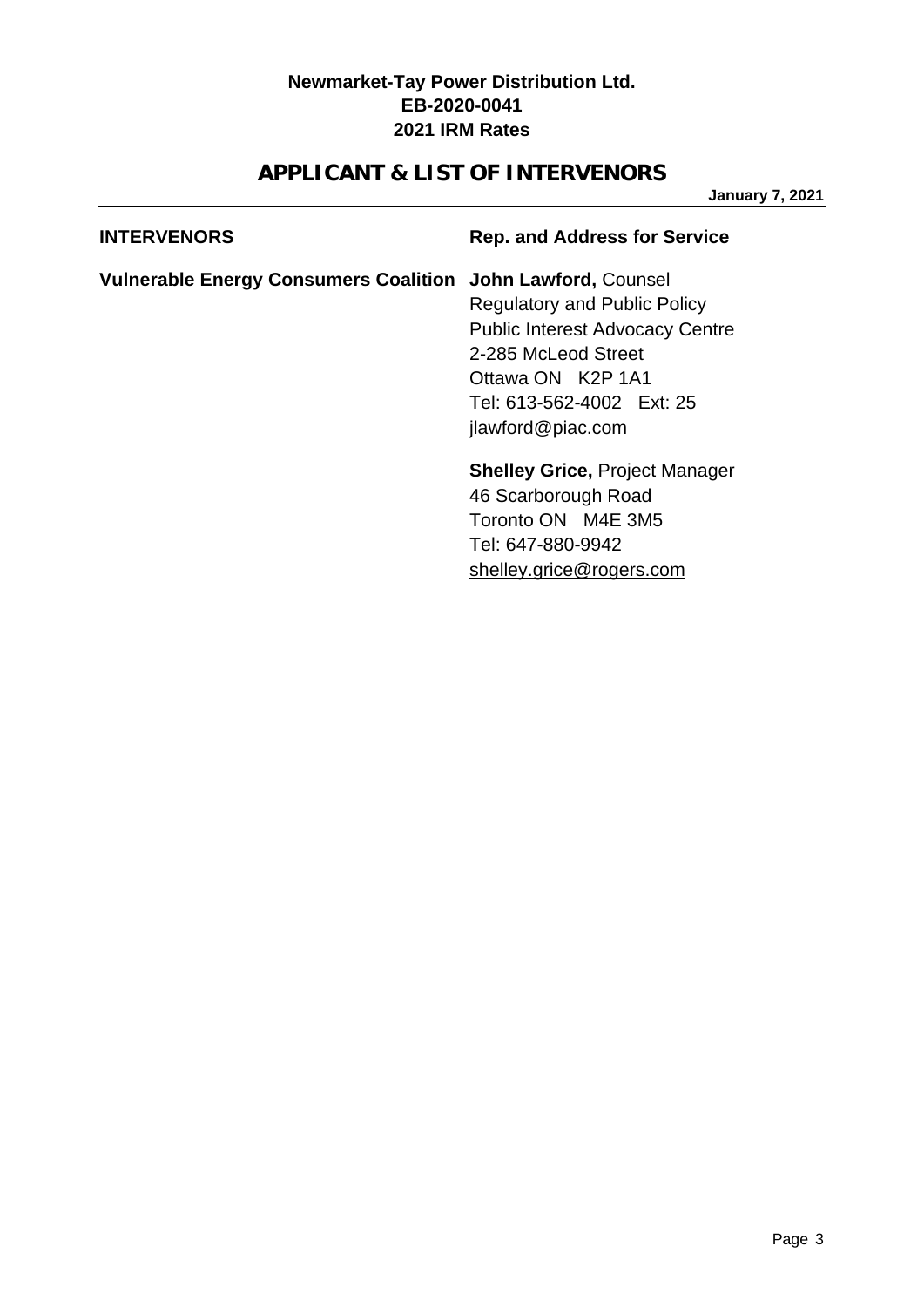**Newmarket-Tay Power Distribution Ltd.**
**EB-2020-0041**
**2021 IRM Rates**

# APPLICANT & LIST OF INTERVENORS

**January 7, 2021**

| INTERVENORS | Rep. and Address for Service |
|---|---|
| **Vulnerable Energy Consumers Coalition** | **John Lawford,** Counsel<br>Regulatory and Public Policy<br>Public Interest Advocacy Centre<br>2-285 McLeod Street<br>Ottawa ON K2P 1A1<br>Tel: 613-562-4002 Ext: 25<br>jlawford@piac.com |
| | **Shelley Grice,** Project Manager<br>46 Scarborough Road<br>Toronto ON M4E 3M5<br>Tel: 647-880-9942<br>shelley.grice@rogers.com |